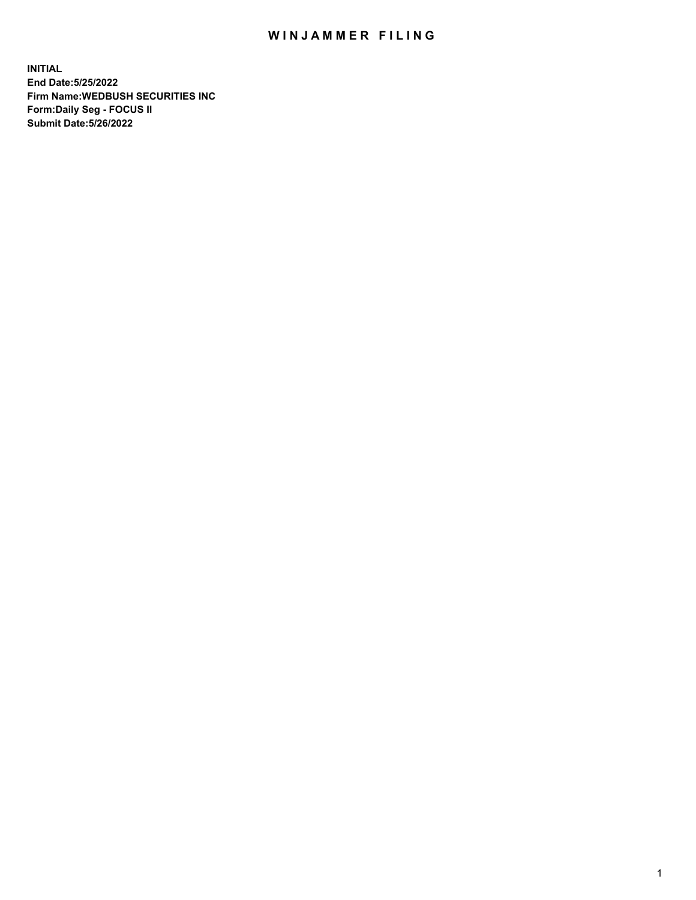# WINJAMMER FILING

**INITIAL**
**End Date:5/25/2022**
**Firm Name:WEDBUSH SECURITIES INC**
**Form:Daily Seg - FOCUS II**
**Submit Date:5/26/2022**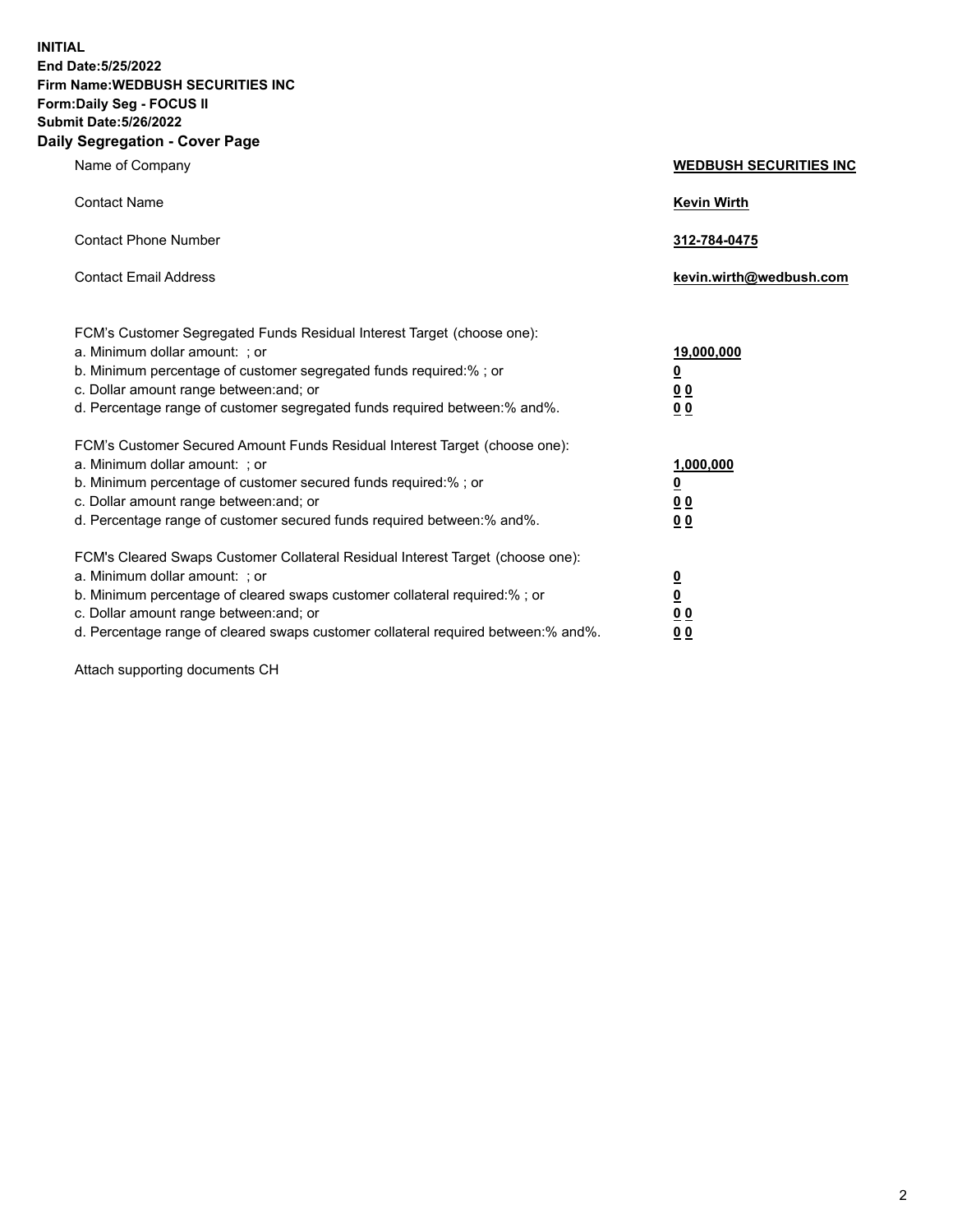**INITIAL**
**End Date:5/25/2022**
**Firm Name:WEDBUSH SECURITIES INC**
**Form:Daily Seg - FOCUS II**
**Submit Date:5/26/2022**

## Daily Segregation - Cover Page

| | |
|---|---|
| Name of Company | **WEDBUSH SECURITIES INC** |
| Contact Name | **Kevin Wirth** |
| Contact Phone Number | **312-784-0475** |
| Contact Email Address | **kevin.wirth@wedbush.com** |

| | |
|---|---|
| FCM's Customer Segregated Funds Residual Interest Target (choose one): | |
| a. Minimum dollar amount: ; or | **19,000,000** |
| b. Minimum percentage of customer segregated funds required:% ; or | **0** |
| c. Dollar amount range between:and; or | **0 0** |
| d. Percentage range of customer segregated funds required between:% and%. | **0 0** |
| FCM's Customer Secured Amount Funds Residual Interest Target (choose one): | |
| a. Minimum dollar amount: ; or | **1,000,000** |
| b. Minimum percentage of customer secured funds required:% ; or | **0** |
| c. Dollar amount range between:and; or | **0 0** |
| d. Percentage range of customer secured funds required between:% and%. | **0 0** |
| FCM's Cleared Swaps Customer Collateral Residual Interest Target (choose one): | |
| a. Minimum dollar amount: ; or | **0** |
| b. Minimum percentage of cleared swaps customer collateral required:% ; or | **0** |
| c. Dollar amount range between:and; or | **0 0** |
| d. Percentage range of cleared swaps customer collateral required between:% and%. | **0 0** |

Attach supporting documents CH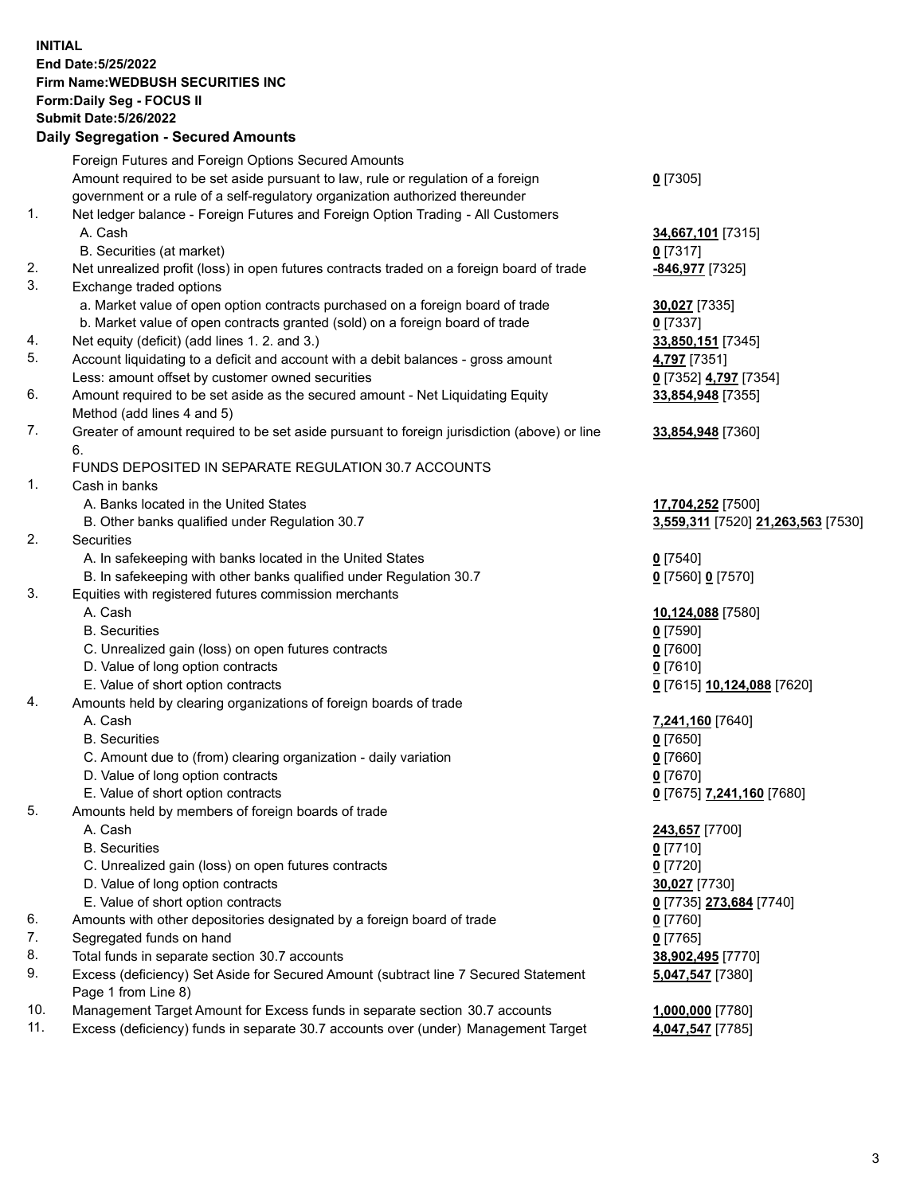**INITIAL**
**End Date:5/25/2022**
**Firm Name:WEDBUSH SECURITIES INC**
**Form:Daily Seg - FOCUS II**
**Submit Date:5/26/2022**

**Daily Segregation - Secured Amounts**

| | | |
|---|---|---|
| | Foreign Futures and Foreign Options Secured Amounts | |
| | Amount required to be set aside pursuant to law, rule or regulation of a foreign government or a rule of a self-regulatory organization authorized thereunder | **0** [7305] |
| 1. | Net ledger balance - Foreign Futures and Foreign Option Trading - All Customers | |
| | A. Cash | **34,667,101** [7315] |
| | B. Securities (at market) | **0** [7317] |
| 2. | Net unrealized profit (loss) in open futures contracts traded on a foreign board of trade | **-846,977** [7325] |
| 3. | Exchange traded options | |
| | a. Market value of open option contracts purchased on a foreign board of trade | **30,027** [7335] |
| | b. Market value of open contracts granted (sold) on a foreign board of trade | **0** [7337] |
| 4. | Net equity (deficit) (add lines 1. 2. and 3.) | **33,850,151** [7345] |
| 5. | Account liquidating to a deficit and account with a debit balances - gross amount | **4,797** [7351] |
| | Less: amount offset by customer owned securities | **0** [7352] **4,797** [7354] |
| 6. | Amount required to be set aside as the secured amount - Net Liquidating Equity Method (add lines 4 and 5) | **33,854,948** [7355] |
| 7. | Greater of amount required to be set aside pursuant to foreign jurisdiction (above) or line 6. | **33,854,948** [7360] |
| | FUNDS DEPOSITED IN SEPARATE REGULATION 30.7 ACCOUNTS | |
| 1. | Cash in banks | |
| | A. Banks located in the United States | **17,704,252** [7500] |
| | B. Other banks qualified under Regulation 30.7 | **3,559,311** [7520] **21,263,563** [7530] |
| 2. | Securities | |
| | A. In safekeeping with banks located in the United States | **0** [7540] |
| | B. In safekeeping with other banks qualified under Regulation 30.7 | **0** [7560] **0** [7570] |
| 3. | Equities with registered futures commission merchants | |
| | A. Cash | **10,124,088** [7580] |
| | B. Securities | **0** [7590] |
| | C. Unrealized gain (loss) on open futures contracts | **0** [7600] |
| | D. Value of long option contracts | **0** [7610] |
| | E. Value of short option contracts | **0** [7615] **10,124,088** [7620] |
| 4. | Amounts held by clearing organizations of foreign boards of trade | |
| | A. Cash | **7,241,160** [7640] |
| | B. Securities | **0** [7650] |
| | C. Amount due to (from) clearing organization - daily variation | **0** [7660] |
| | D. Value of long option contracts | **0** [7670] |
| | E. Value of short option contracts | **0** [7675] **7,241,160** [7680] |
| 5. | Amounts held by members of foreign boards of trade | |
| | A. Cash | **243,657** [7700] |
| | B. Securities | **0** [7710] |
| | C. Unrealized gain (loss) on open futures contracts | **0** [7720] |
| | D. Value of long option contracts | **30,027** [7730] |
| | E. Value of short option contracts | **0** [7735] **273,684** [7740] |
| 6. | Amounts with other depositories designated by a foreign board of trade | **0** [7760] |
| 7. | Segregated funds on hand | **0** [7765] |
| 8. | Total funds in separate section 30.7 accounts | **38,902,495** [7770] |
| 9. | Excess (deficiency) Set Aside for Secured Amount (subtract line 7 Secured Statement Page 1 from Line 8) | **5,047,547** [7380] |
| 10. | Management Target Amount for Excess funds in separate section 30.7 accounts | **1,000,000** [7780] |
| 11. | Excess (deficiency) funds in separate 30.7 accounts over (under) Management Target | **4,047,547** [7785] |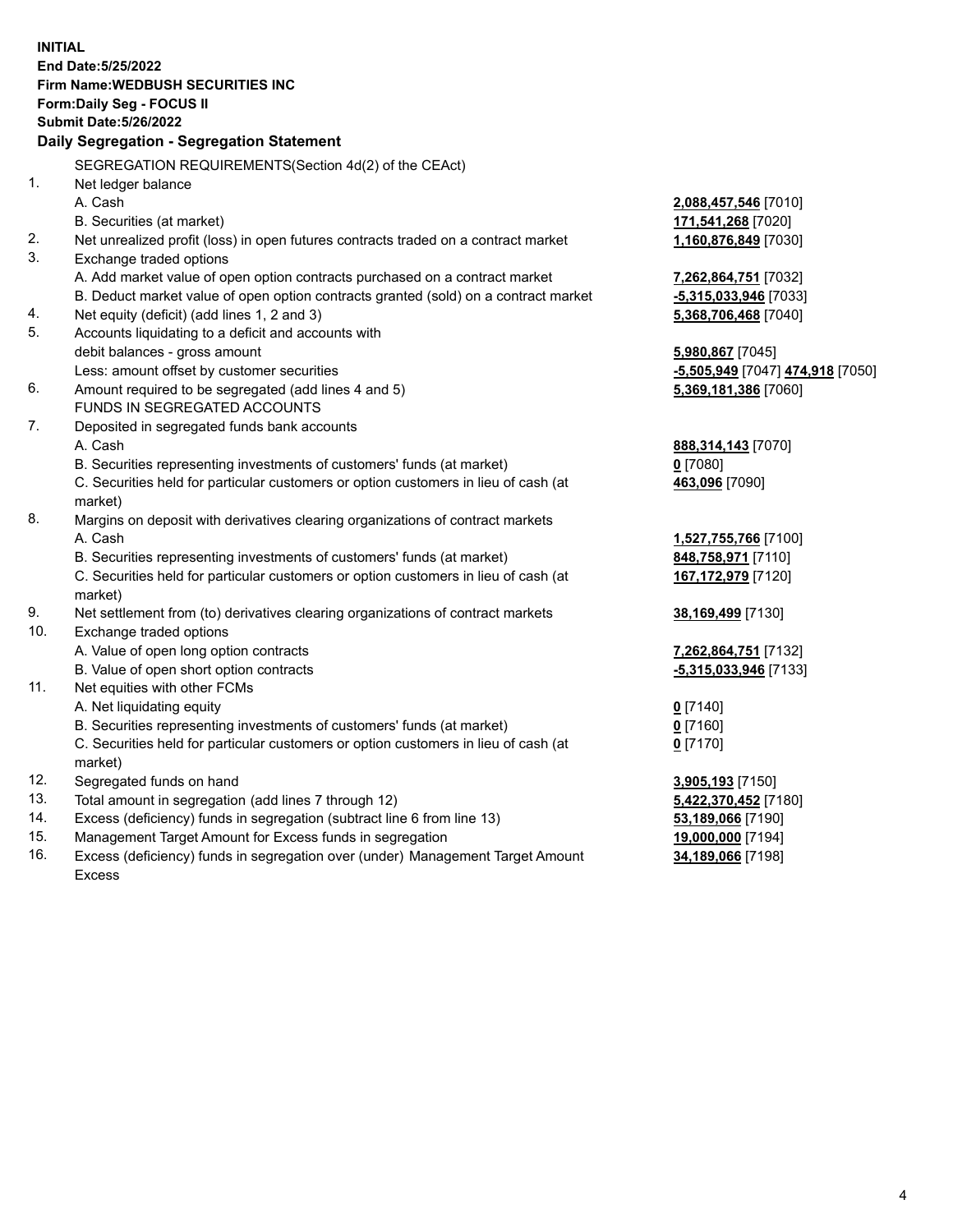**INITIAL**
**End Date:5/25/2022**
**Firm Name:WEDBUSH SECURITIES INC**
**Form:Daily Seg - FOCUS II**
**Submit Date:5/26/2022**

**Daily Segregation - Segregation Statement**

| | | |
|---|---|---|
| | SEGREGATION REQUIREMENTS(Section 4d(2) of the CEAct) | |
| 1. | Net ledger balance | |
| | A. Cash | **2,088,457,546** [7010] |
| | B. Securities (at market) | **171,541,268** [7020] |
| 2. | Net unrealized profit (loss) in open futures contracts traded on a contract market | **1,160,876,849** [7030] |
| 3. | Exchange traded options | |
| | A. Add market value of open option contracts purchased on a contract market | **7,262,864,751** [7032] |
| | B. Deduct market value of open option contracts granted (sold) on a contract market | **-5,315,033,946** [7033] |
| 4. | Net equity (deficit) (add lines 1, 2 and 3) | **5,368,706,468** [7040] |
| 5. | Accounts liquidating to a deficit and accounts with debit balances - gross amount | **5,980,867** [7045] |
| | Less: amount offset by customer securities | **-5,505,949** [7047] **474,918** [7050] |
| 6. | Amount required to be segregated (add lines 4 and 5) | **5,369,181,386** [7060] |
| | FUNDS IN SEGREGATED ACCOUNTS | |
| 7. | Deposited in segregated funds bank accounts | |
| | A. Cash | **888,314,143** [7070] |
| | B. Securities representing investments of customers' funds (at market) | **0** [7080] |
| | C. Securities held for particular customers or option customers in lieu of cash (at market) | **463,096** [7090] |
| 8. | Margins on deposit with derivatives clearing organizations of contract markets | |
| | A. Cash | **1,527,755,766** [7100] |
| | B. Securities representing investments of customers' funds (at market) | **848,758,971** [7110] |
| | C. Securities held for particular customers or option customers in lieu of cash (at market) | **167,172,979** [7120] |
| 9. | Net settlement from (to) derivatives clearing organizations of contract markets | **38,169,499** [7130] |
| 10. | Exchange traded options | |
| | A. Value of open long option contracts | **7,262,864,751** [7132] |
| | B. Value of open short option contracts | **-5,315,033,946** [7133] |
| 11. | Net equities with other FCMs | |
| | A. Net liquidating equity | **0** [7140] |
| | B. Securities representing investments of customers' funds (at market) | **0** [7160] |
| | C. Securities held for particular customers or option customers in lieu of cash (at market) | **0** [7170] |
| 12. | Segregated funds on hand | **3,905,193** [7150] |
| 13. | Total amount in segregation (add lines 7 through 12) | **5,422,370,452** [7180] |
| 14. | Excess (deficiency) funds in segregation (subtract line 6 from line 13) | **53,189,066** [7190] |
| 15. | Management Target Amount for Excess funds in segregation | **19,000,000** [7194] |
| 16. | Excess (deficiency) funds in segregation over (under) Management Target Amount Excess | **34,189,066** [7198] |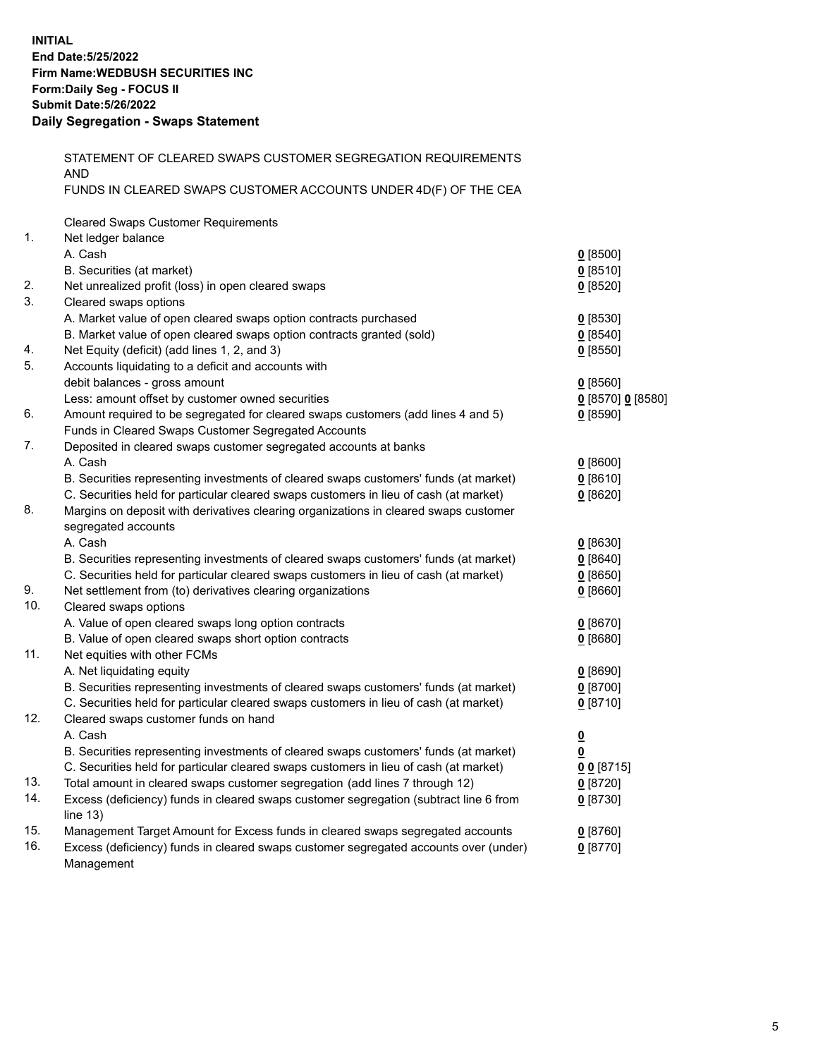**INITIAL**
**End Date:5/25/2022**
**Firm Name:WEDBUSH SECURITIES INC**
**Form:Daily Seg - FOCUS II**
**Submit Date:5/26/2022**
**Daily Segregation - Swaps Statement**

STATEMENT OF CLEARED SWAPS CUSTOMER SEGREGATION REQUIREMENTS AND FUNDS IN CLEARED SWAPS CUSTOMER ACCOUNTS UNDER 4D(F) OF THE CEA

| | | |
|---|---|---|
| | Cleared Swaps Customer Requirements | |
| 1. | Net ledger balance | |
| | A. Cash | 0 [8500] |
| | B. Securities (at market) | 0 [8510] |
| 2. | Net unrealized profit (loss) in open cleared swaps | 0 [8520] |
| 3. | Cleared swaps options | |
| | A. Market value of open cleared swaps option contracts purchased | 0 [8530] |
| | B. Market value of open cleared swaps option contracts granted (sold) | 0 [8540] |
| 4. | Net Equity (deficit) (add lines 1, 2, and 3) | 0 [8550] |
| 5. | Accounts liquidating to a deficit and accounts with debit balances - gross amount | 0 [8560] |
| | Less: amount offset by customer owned securities | 0 [8570] 0 [8580] |
| 6. | Amount required to be segregated for cleared swaps customers (add lines 4 and 5) | 0 [8590] |
| | Funds in Cleared Swaps Customer Segregated Accounts | |
| 7. | Deposited in cleared swaps customer segregated accounts at banks | |
| | A. Cash | 0 [8600] |
| | B. Securities representing investments of cleared swaps customers' funds (at market) | 0 [8610] |
| | C. Securities held for particular cleared swaps customers in lieu of cash (at market) | 0 [8620] |
| 8. | Margins on deposit with derivatives clearing organizations in cleared swaps customer segregated accounts | |
| | A. Cash | 0 [8630] |
| | B. Securities representing investments of cleared swaps customers' funds (at market) | 0 [8640] |
| | C. Securities held for particular cleared swaps customers in lieu of cash (at market) | 0 [8650] |
| 9. | Net settlement from (to) derivatives clearing organizations | 0 [8660] |
| 10. | Cleared swaps options | |
| | A. Value of open cleared swaps long option contracts | 0 [8670] |
| | B. Value of open cleared swaps short option contracts | 0 [8680] |
| 11. | Net equities with other FCMs | |
| | A. Net liquidating equity | 0 [8690] |
| | B. Securities representing investments of cleared swaps customers' funds (at market) | 0 [8700] |
| | C. Securities held for particular cleared swaps customers in lieu of cash (at market) | 0 [8710] |
| 12. | Cleared swaps customer funds on hand | |
| | A. Cash | 0 |
| | B. Securities representing investments of cleared swaps customers' funds (at market) | 0 |
| | C. Securities held for particular cleared swaps customers in lieu of cash (at market) | 0 0 [8715] |
| 13. | Total amount in cleared swaps customer segregation (add lines 7 through 12) | 0 [8720] |
| 14. | Excess (deficiency) funds in cleared swaps customer segregation (subtract line 6 from line 13) | 0 [8730] |
| 15. | Management Target Amount for Excess funds in cleared swaps segregated accounts | 0 [8760] |
| 16. | Excess (deficiency) funds in cleared swaps customer segregated accounts over (under) Management | 0 [8770] |